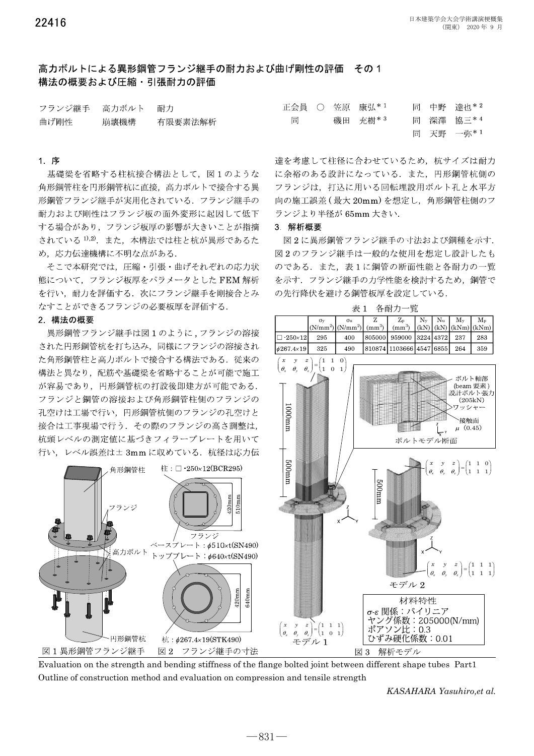# 高力ボルトによる異形鋼管フランジ継手の耐力および曲げ剛性の評価　その１
## 構法の概要および圧縮・引張耐力の評価

フランジ継手　高力ボルト　耐力
曲げ剛性　崩壊機構　有限要素法解析

正会員　○　笠原　康弘[*1]　同　中野　達也[*2]
同　磯田　充樹[*3]　同　深澤　協三[*4]
同　天野　一弥[*1]

### 1. 序

基礎梁を省略する柱杭接合構法として，図１のような角形鋼管柱を円形鋼管杭に直接，高力ボルトで接合する異形鋼管フランジ継手が実用化されている．フランジ継手の耐力および剛性はフランジ板の面外変形に起因して低下する場合があり，フランジ板厚の影響が大きいことが指摘されている[1),2)]．また，本構法では柱と杭が異形であるため，応力伝達機構に不明な点がある．

そこで本研究では，圧縮・引張・曲げそれぞれの応力状態について，フランジ板厚をパラメータとした FEM 解析を行い，耐力を評価する．次にフランジ継手を剛接合とみなすことができるフランジの必要板厚を評価する．

### 2. 構法の概要

異形鋼管フランジ継手は図１のように，フランジの溶接された円形鋼管杭を打ち込み，同様にフランジの溶接された角形鋼管柱と高力ボルトで接合する構法である．従来の構法と異なり，配筋や基礎梁を省略することが可能で施工が容易であり，円形鋼管杭の打設後即建方が可能である．フランジと鋼管の溶接および角形鋼管柱側のフランジの孔空けは工場で行い，円形鋼管杭側のフランジの孔空けと接合は工事現場で行う．その際のフランジの高さ調整は，杭頭レベルの測定値に基づきフィラープレートを用いて行い，レベル誤差は± 3mm に収めている．杭径は応力伝達を考慮して柱径に合わせているため，杭サイズは耐力に余裕のある設計になっている．また，円形鋼管杭側のフランジは，打込に用いる回転埋設用ボルト孔と水平方向の施工誤差（最大 20mm）を想定し，角形鋼管柱側のフランジより半径が 65mm 大きい．

図１ 異形鋼管フランジ継手

柱：□-250×12(BCR295)
フランジ
ベースプレート：φ510×t(SN490)
トッププレート：φ640×t(SN490)
杭：φ267.4×19(STK490)

図２　フランジ継手の寸法

### 3. 解析概要

図２に異形鋼管フランジ継手の寸法および鋼種を示す．図２のフランジ継手は一般的な使用を想定し設計したものである．また，表１に鋼管の断面性能と各耐力の一覧を示す．フランジ継手の力学性能を検討するため，鋼管での先行降伏を避ける鋼管板厚を設定している．

表１　各耐力一覧

| | $\sigma_y$ ($N/mm^2$) | $\sigma_u$ ($N/mm^2$) | Z ($mm^3$) | $Z_p$ ($mm^3$) | $N_y$ (kN) | $N_u$ (kN) | $M_y$ (kNm) | $M_p$ (kNm) |
|---|---|---|---|---|---|---|---|---|
| □-250×12 | 295 | 400 | 805000 | 959000 | 3224 | 4372 | 237 | 283 |
| φ267.4×19 | 325 | 490 | 810874 | 1103666 | 4547 | 6855 | 264 | 359 |

ボルト軸部 (beam 要素) 設計ボルト張力 (205kN)
ワッシャー
接触面 μ (0.45)
ボルトモデル断面

モデル１
モデル２

材料特性
σ-ε 関係：バイリニア
ヤング係数：205000(N/mm)
ポアソン比：0.3
ひずみ硬化係数：0.01

図３　解析モデル

Evaluation on the strength and bending stiffness of the flange bolted joint between different shape tubes Part1
Outline of construction method and evaluation on compression and tensile strength

*KASAHARA Yasuhiro, et al.*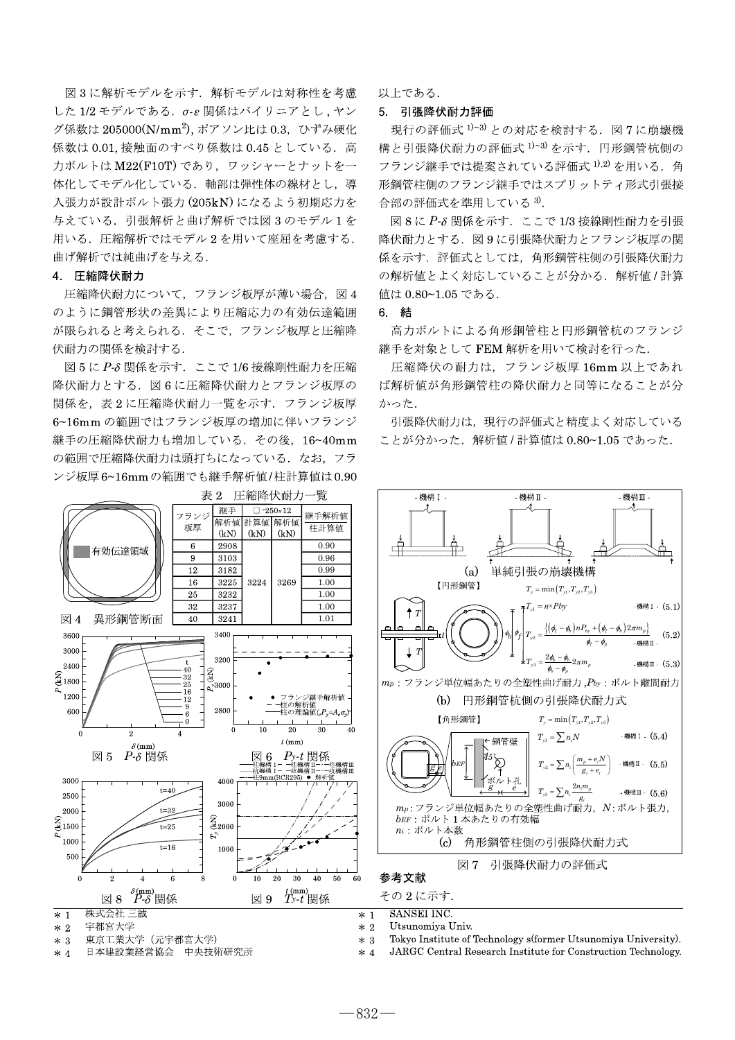図 3 に解析モデルを示す．解析モデルは対称性を考慮した 1/2 モデルである．$\sigma$-$\varepsilon$ 関係はバイリニアとし，ヤング係数は 205000(N/mm$^2$)，ポアソン比は 0.3，ひずみ硬化係数は 0.01，接触面のすべり係数は 0.45 としている．高力ボルトは M22(F10T) であり，ワッシャーとナットを一体化してモデル化している．軸部は弾性体の線材とし，導入張力が設計ボルト張力 (205kN) になるよう初期応力を与えている．引張解析と曲げ解析では図 3 のモデル 1 を用いる．圧縮解析ではモデル 2 を用いて座屈を考慮する．曲げ解析では純曲げを与える．

## 4. 圧縮降伏耐力

圧縮降伏耐力について，フランジ板厚が薄い場合，図 4 のように鋼管形状の差異により圧縮応力の有効伝達範囲が限られると考えられる．そこで，フランジ板厚と圧縮降伏耐力の関係を検討する．

図 5 に $P$-$\delta$ 関係を示す．ここで 1/6 接線剛性耐力を圧縮降伏耐力とする．図 6 に圧縮降伏耐力とフランジ板厚の関係を，表 2 に圧縮降伏耐力一覧を示す．フランジ板厚 6~16mm の範囲ではフランジ板厚の増加に伴いフランジ継手の圧縮降伏耐力も増加している．その後，16~40mm の範囲で圧縮降伏耐力は頭打ちになっている．なお，フランジ板厚 6~16mm の範囲でも継手解析値 / 柱計算値は 0.90 以上である．

## 5. 引張降伏耐力評価

現行の評価式 [1)~3)] との対応を検討する．図 7 に崩壊機構と引張降伏耐力の評価式 [1)~3)] を示す．円形鋼管杭側のフランジ継手では提案されている評価式 [1),2)] を用いる．角形鋼管柱側のフランジ継手ではスプリットティ形式引張接合部の評価式を準用している [3)]．

図 8 に $P$-$\delta$ 関係を示す．ここで 1/3 接線剛性耐力を引張降伏耐力とする．図 9 に引張降伏耐力とフランジ板厚の関係を示す．評価式としては，角形鋼管柱側の引張降伏耐力の解析値とよく対応していることが分かる．解析値 / 計算値は 0.80~1.05 である．

## 6. 結

高力ボルトによる角形鋼管柱と円形鋼管杭のフランジ継手を対象として FEM 解析を用いて検討を行った．

圧縮降伏の耐力は，フランジ板厚 16mm 以上であれば解析値が角形鋼管柱の降伏耐力と同等になることが分かった．

引張降伏耐力は，現行の評価式と精度よく対応していることが分かった．解析値 / 計算値は 0.80~1.05 であった．

有効伝達領域

図 4 異形鋼管断面

表 2 圧縮降伏耐力一覧

| フランジ板厚 | 継手 解析値 (kN) | □-250×12 計算値 (kN) | □-250×12 解析値 (kN) | 継手解析値 / 柱計算値 |
|---|---|---|---|---|
| 6 | 2908 | 3224 | 3269 | 0.90 |
| 9 | 3103 | | | 0.96 |
| 12 | 3182 | | | 0.99 |
| 16 | 3225 | | | 1.00 |
| 25 | 3232 | | | 1.00 |
| 32 | 3237 | | | 1.00 |
| 40 | 3241 | | | 1.01 |

P(kN)
δ(mm)
t: 40, 32, 25, 16, 12, 9, 6, 0

図 5 $P$-$\delta$ 関係

$P_y$(kN)
$t$ (mm)
フランジ継手解析値
柱の解析値
柱の理論値($P_y$=$A_s\sigma_y$)

図 6 $P_y$-$t$ 関係

P(kN)
δ(mm)
t=40, t=32, t=25, t=16

図 8 $P$-$\delta$ 関係

柱機構 I 柱機構 II 柱機構 III
杭機構 I 杭機構 II 杭機構 III
柱9mm(BCR295) ● 解析値
$T_y$ (kN)
t (mm)

図 9 $T_y$-$t$ 関係

- 機構 I - - 機構 II - - 機構 III -

(a) 単純引張の崩壊機構

【円形鋼管】

$$T_y = \min\left(T_{y1}, T_{y2}, T_{y3}\right)$$

$$T_{y1} = n \times Pby \quad \text{- 機構 I -} \quad (5.1)$$

$$T_{y2} = \frac{\{(\phi_f - \phi_b)nP_{by} + (\phi_f - \phi_b)2\pi m_p\}}{\phi_f - \phi_p} \quad \text{- 機構 II -} \quad (5.2)$$

$$T_{y3} = \frac{2\phi_b - \phi_p}{\phi_b - \phi_p} 2\pi m_p \quad \text{- 機構 III -} \quad (5.3)$$

$m_p$：フランジ単位幅あたりの全塑性曲げ耐力，$P_{by}$：ボルト離間耐力

(b) 円形鋼管杭側の引張降伏耐力式

【角形鋼管】

$$T_y = \min\left(T_{y1}, T_{y2}, T_{y3}\right)$$

$$T_{y1} = \sum n_i N \quad \text{- 機構 I -} \quad (5.4)$$

$$T_{y2} = \sum n_i \left(\frac{m_p + e_i N}{g_i + e_i}\right) \quad \text{- 機構 II -} \quad (5.5)$$

$$T_{y3} = \sum n_i \frac{2 n_i m_p}{g_i} \quad \text{- 機構 III -} \quad (5.6)$$

鋼管壁 45° $b_{EF}$ ボルト孔 g e

$m_p$：フランジ単位幅あたりの全塑性曲げ耐力，$N$：ボルト張力，$b_{EF}$：ボルト 1 本あたりの有効幅

$n_i$：ボルト本数

(c) 角形鋼管柱側の引張降伏耐力式

図 7 引張降伏耐力の評価式

## 参考文献

その 2 に示す．

＊1 株式会社 三誠
＊2 宇都宮大学
＊3 東京工業大学（元宇都宮大学）
＊4 日本建設業経営協会 中央技術研究所

＊1 SANSEI INC.
＊2 Utsunomiya Univ.
＊3 Tokyo Institute of Technology s(former Utsunomiya University).
＊4 JARGC Central Research Institute for Construction Technology.